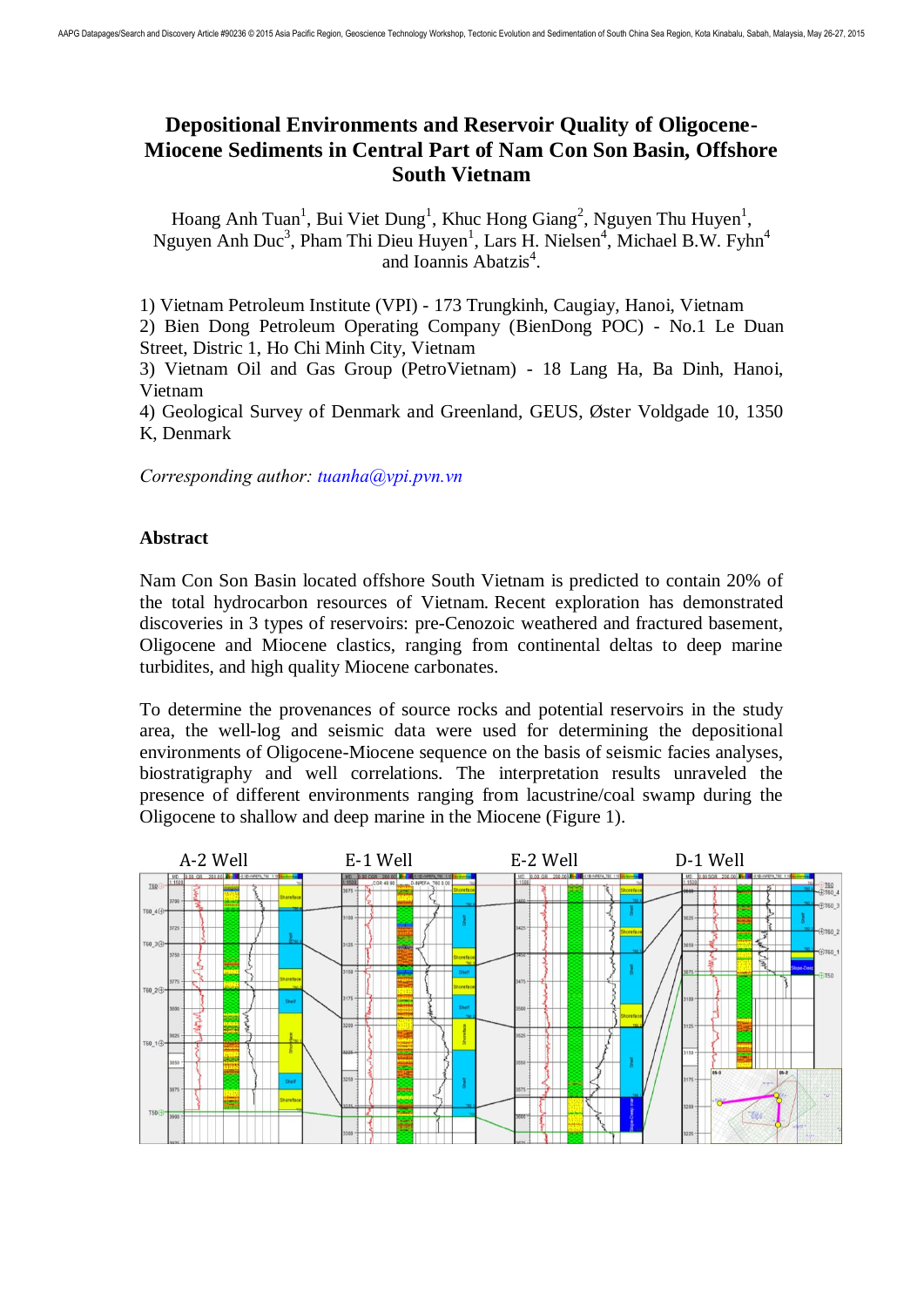# Depositional Environments and Reservoir Quality of Oligocene-Miocene Sediments in Central Part of Nam Con Son Basin, Offshore South Vietnam

Hoang Anh Tuan[1], Bui Viet Dung[1], Khuc Hong Giang[2], Nguyen Thu Huyen[1], Nguyen Anh Duc[3], Pham Thi Dieu Huyen[1], Lars H. Nielsen[4], Michael B.W. Fyhn[4] and Ioannis Abatzis[4].

1) Vietnam Petroleum Institute (VPI) - 173 Trungkinh, Caugiay, Hanoi, Vietnam
2) Bien Dong Petroleum Operating Company (BienDong POC) - No.1 Le Duan Street, Distric 1, Ho Chi Minh City, Vietnam
3) Vietnam Oil and Gas Group (PetroVietnam) - 18 Lang Ha, Ba Dinh, Hanoi, Vietnam
4) Geological Survey of Denmark and Greenland, GEUS, Øster Voldgade 10, 1350 K, Denmark

*Corresponding author: tuanha@vpi.pvn.vn*

## Abstract

Nam Con Son Basin located offshore South Vietnam is predicted to contain 20% of the total hydrocarbon resources of Vietnam. Recent exploration has demonstrated discoveries in 3 types of reservoirs: pre-Cenozoic weathered and fractured basement, Oligocene and Miocene clastics, ranging from continental deltas to deep marine turbidites, and high quality Miocene carbonates.

To determine the provenances of source rocks and potential reservoirs in the study area, the well-log and seismic data were used for determining the depositional environments of Oligocene-Miocene sequence on the basis of seismic facies analyses, biostratigraphy and well correlations. The interpretation results unraveled the presence of different environments ranging from lacustrine/coal swamp during the Oligocene to shallow and deep marine in the Miocene (Figure 1).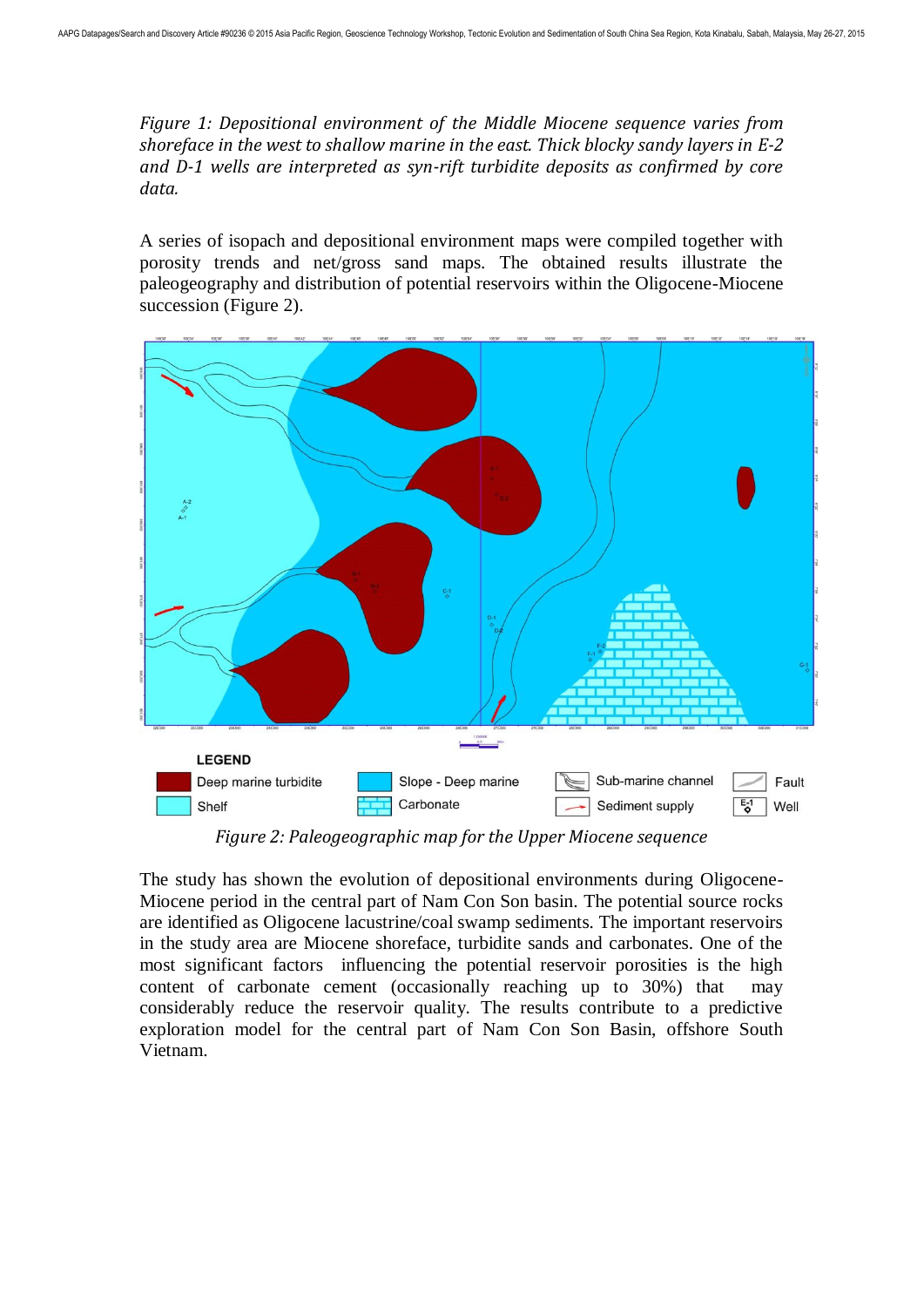*Figure 1: Depositional environment of the Middle Miocene sequence varies from shoreface in the west to shallow marine in the east. Thick blocky sandy layers in E-2 and D-1 wells are interpreted as syn-rift turbidite deposits as confirmed by core data.*

A series of isopach and depositional environment maps were compiled together with porosity trends and net/gross sand maps. The obtained results illustrate the paleogeography and distribution of potential reservoirs within the Oligocene-Miocene succession (Figure 2).

LEGEND

Deep marine turbidite

Slope - Deep marine

Sub-marine channel

Fault

Shelf

Carbonate

Sediment supply

Well

*Figure 2: Paleogeographic map for the Upper Miocene sequence*

The study has shown the evolution of depositional environments during Oligocene-Miocene period in the central part of Nam Con Son basin. The potential source rocks are identified as Oligocene lacustrine/coal swamp sediments. The important reservoirs in the study area are Miocene shoreface, turbidite sands and carbonates. One of the most significant factors influencing the potential reservoir porosities is the high content of carbonate cement (occasionally reaching up to 30%) that may considerably reduce the reservoir quality. The results contribute to a predictive exploration model for the central part of Nam Con Son Basin, offshore South Vietnam.